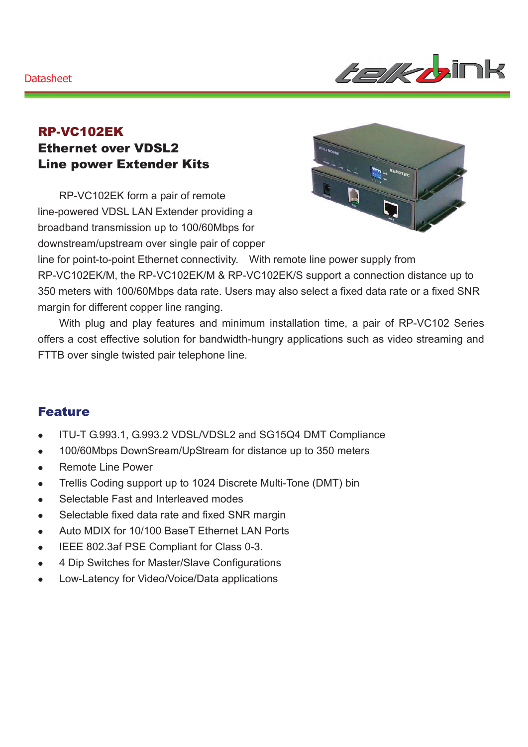Datasheet

# RP-VC102EK

## Ethernet over VDSL2 Line power Extender Kits

RP-VC102EK form a pair of remote line-powered VDSL LAN Extender providing a broadband transmission up to 100/60Mbps for downstream/upstream over single pair of copper line for point-to-point Ethernet connectivity. With remote line power supply from RP-VC102EK/M, the RP-VC102EK/M & RP-VC102EK/S support a connection distance up to 350 meters with 100/60Mbps data rate. Users may also select a fixed data rate or a fixed SNR margin for different copper line ranging.

With plug and play features and minimum installation time, a pair of RP-VC102 Series offers a cost effective solution for bandwidth-hungry applications such as video streaming and FTTB over single twisted pair telephone line.

## Feature

- ITU-T G.993.1, G.993.2 VDSL/VDSL2 and SG15Q4 DMT Compliance
- 100/60Mbps DownSream/UpStream for distance up to 350 meters
- Remote Line Power
- Trellis Coding support up to 1024 Discrete Multi-Tone (DMT) bin
- Selectable Fast and Interleaved modes
- Selectable fixed data rate and fixed SNR margin
- Auto MDIX for 10/100 BaseT Ethernet LAN Ports
- IEEE 802.3af PSE Compliant for Class 0-3.
- 4 Dip Switches for Master/Slave Configurations
- Low-Latency for Video/Voice/Data applications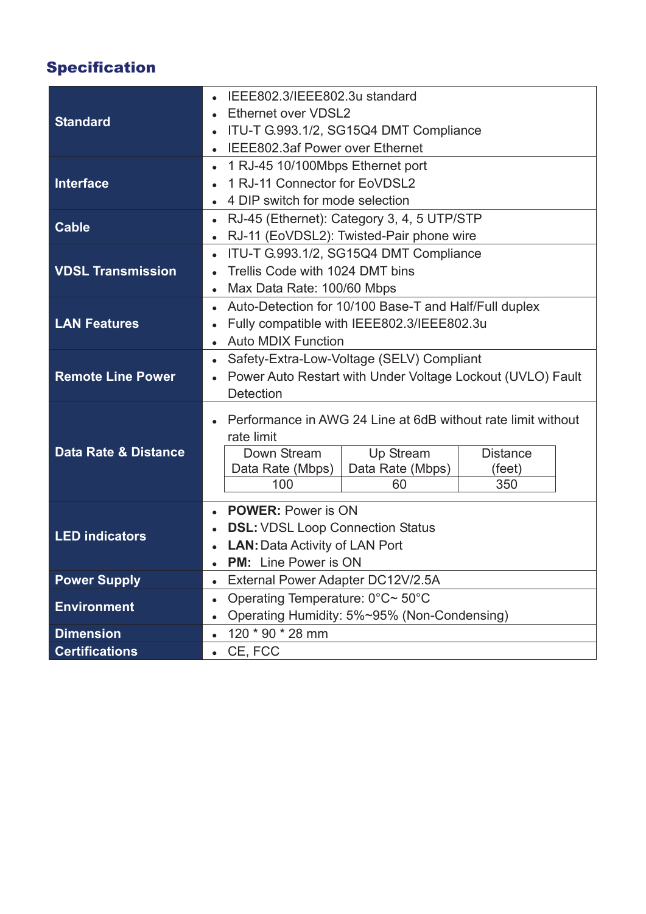## Specification

| | |
|---|---|
| **Standard** | • IEEE802.3/IEEE802.3u standard<br>• Ethernet over VDSL2<br>• ITU-T G.993.1/2, SG15Q4 DMT Compliance<br>• IEEE802.3af Power over Ethernet |
| **Interface** | • 1 RJ-45 10/100Mbps Ethernet port<br>• 1 RJ-11 Connector for EoVDSL2<br>• 4 DIP switch for mode selection |
| **Cable** | • RJ-45 (Ethernet): Category 3, 4, 5 UTP/STP<br>• RJ-11 (EoVDSL2): Twisted-Pair phone wire |
| **VDSL Transmission** | • ITU-T G.993.1/2, SG15Q4 DMT Compliance<br>• Trellis Code with 1024 DMT bins<br>• Max Data Rate: 100/60 Mbps |
| **LAN Features** | • Auto-Detection for 10/100 Base-T and Half/Full duplex<br>• Fully compatible with IEEE802.3/IEEE802.3u<br>• Auto MDIX Function |
| **Remote Line Power** | • Safety-Extra-Low-Voltage (SELV) Compliant<br>• Power Auto Restart with Under Voltage Lockout (UVLO) Fault Detection |
| **Data Rate & Distance** | • Performance in AWG 24 Line at 6dB without rate limit without rate limit<br>Down Stream Data Rate (Mbps): 100 / Up Stream Data Rate (Mbps): 60 / Distance (feet): 350 |
| **LED indicators** | • **POWER:** Power is ON<br>• **DSL:** VDSL Loop Connection Status<br>• **LAN:** Data Activity of LAN Port<br>• **PM:** Line Power is ON |
| **Power Supply** | • External Power Adapter DC12V/2.5A |
| **Environment** | • Operating Temperature: 0°C~ 50°C<br>• Operating Humidity: 5%~95% (Non-Condensing) |
| **Dimension** | • 120 * 90 * 28 mm |
| **Certifications** | • CE, FCC |

Data Rate & Distance:

| Down Stream Data Rate (Mbps) | Up Stream Data Rate (Mbps) | Distance (feet) |
|---|---|---|
| 100 | 60 | 350 |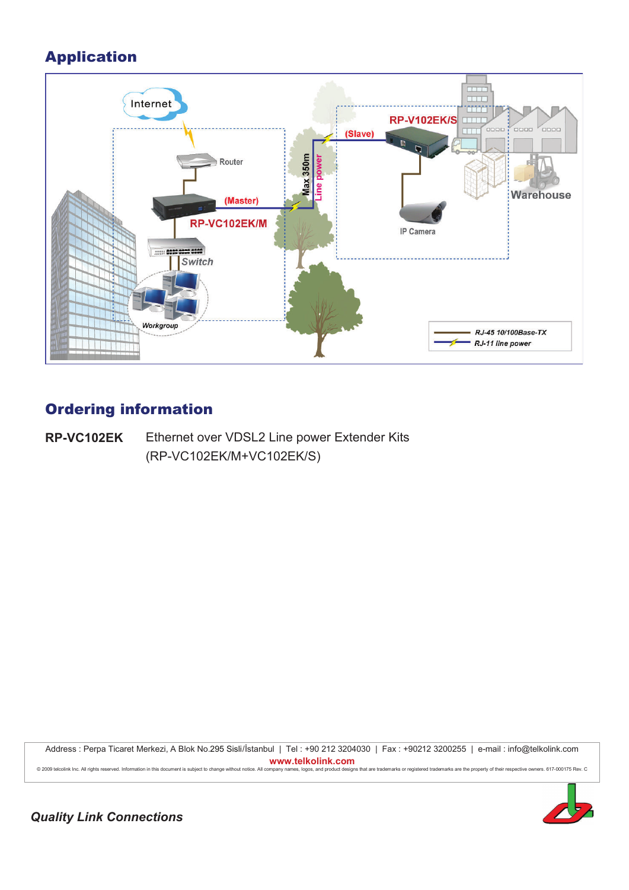## Application

Internet

Router

(Master)

RP-VC102EK/M

Switch

Workgroup

Max 350m

Line power

(Slave)

RP-V102EK/S

IP Camera

Warehouse

RJ-45 10/100Base-TX

RJ-11 line power

## Ordering information

**RP-VC102EK** Ethernet over VDSL2 Line power Extender Kits (RP-VC102EK/M+VC102EK/S)

Address : Perpa Ticaret Merkezi, A Blok No.295 Sisli/İstanbul | Tel : +90 212 3204030 | Fax : +90212 3200255 | e-mail : info@telkolink.com

www.telkolink.com

© 2009 telcolink Inc. All rights reserved. Information in this document is subject to change without notice. All company names, logos, and product designs that are trademarks or registered trademarks are the property of their respective owners. 617-000175 Rev. C

*Quality Link Connections*